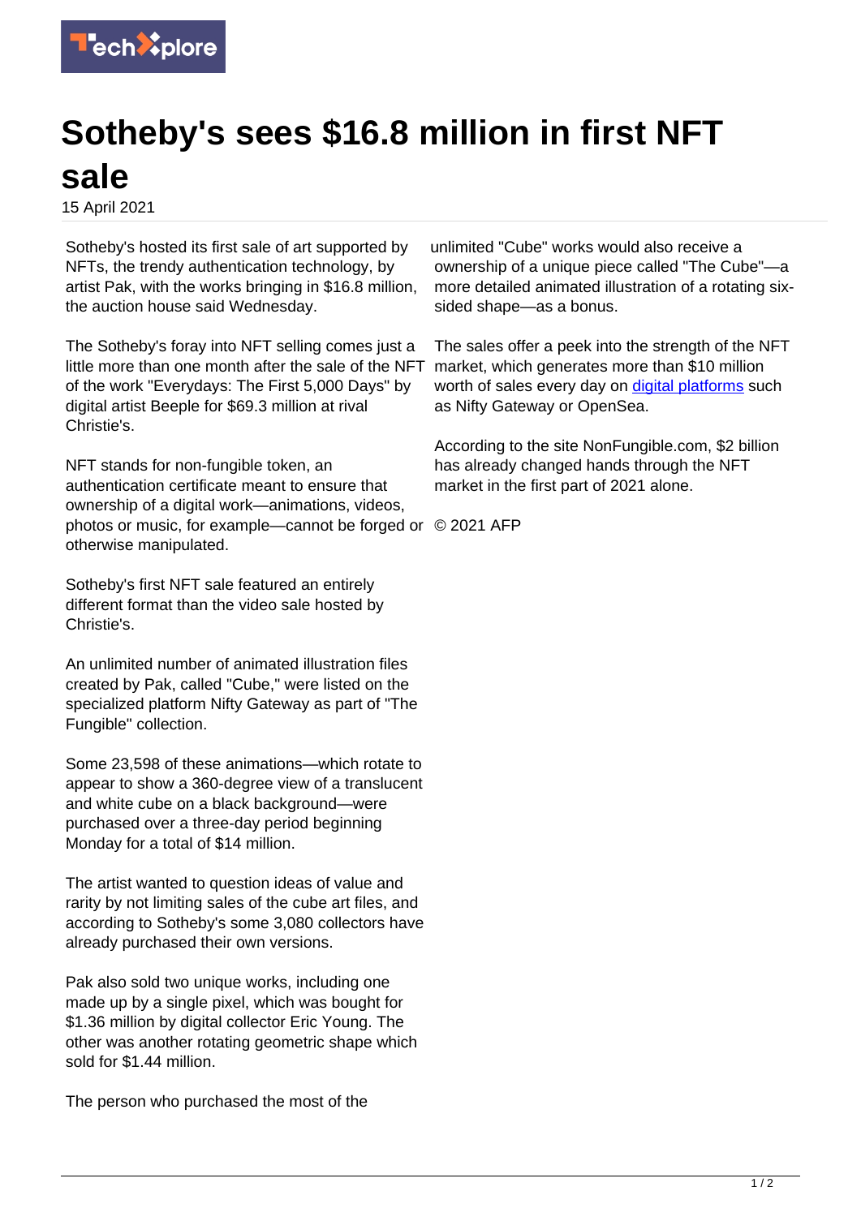# Sotheby's sees $16.8 million in first NFT sale

15 April 2021

Sotheby's hosted its first sale of art supported by NFTs, the trendy authentication technology, by artist Pak, with the works bringing in $16.8 million, the auction house said Wednesday.

The Sotheby's foray into NFT selling comes just a little more than one month after the sale of the NFT of the work "Everydays: The First 5,000 Days" by digital artist Beeple for $69.3 million at rival Christie's.

NFT stands for non-fungible token, an authentication certificate meant to ensure that ownership of a digital work—animations, videos, photos or music, for example—cannot be forged or otherwise manipulated.

Sotheby's first NFT sale featured an entirely different format than the video sale hosted by Christie's.

An unlimited number of animated illustration files created by Pak, called "Cube," were listed on the specialized platform Nifty Gateway as part of "The Fungible" collection.

Some 23,598 of these animations—which rotate to appear to show a 360-degree view of a translucent and white cube on a black background—were purchased over a three-day period beginning Monday for a total of $14 million.

The artist wanted to question ideas of value and rarity by not limiting sales of the cube art files, and according to Sotheby's some 3,080 collectors have already purchased their own versions.

Pak also sold two unique works, including one made up by a single pixel, which was bought for $1.36 million by digital collector Eric Young. The other was another rotating geometric shape which sold for $1.44 million.

The person who purchased the most of the unlimited "Cube" works would also receive a ownership of a unique piece called "The Cube"—a more detailed animated illustration of a rotating six-sided shape—as a bonus.

The sales offer a peek into the strength of the NFT market, which generates more than $10 million worth of sales every day on digital platforms such as Nifty Gateway or OpenSea.

According to the site NonFungible.com, $2 billion has already changed hands through the NFT market in the first part of 2021 alone.

© 2021 AFP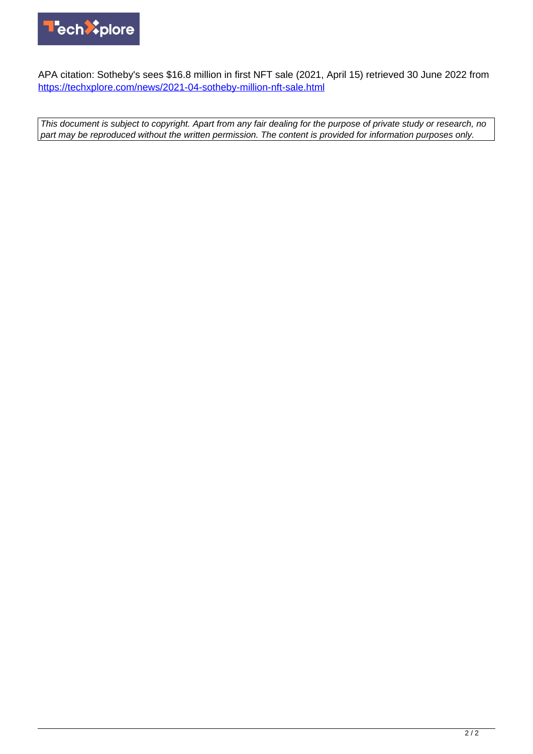APA citation: Sotheby's sees $16.8 million in first NFT sale (2021, April 15) retrieved 30 June 2022 from https://techxplore.com/news/2021-04-sotheby-million-nft-sale.html

*This document is subject to copyright. Apart from any fair dealing for the purpose of private study or research, no part may be reproduced without the written permission. The content is provided for information purposes only.*